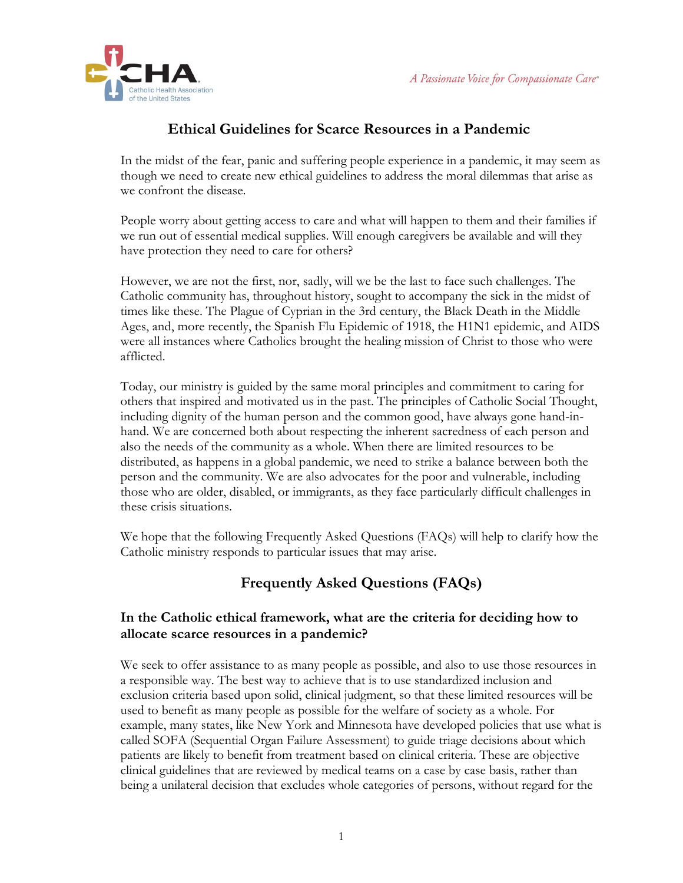# Ethical Guidelines for Scarce Resources in a Pandemic

In the midst of the fear, panic and suffering people experience in a pandemic, it may seem as though we need to create new ethical guidelines to address the moral dilemmas that arise as we confront the disease.

People worry about getting access to care and what will happen to them and their families if we run out of essential medical supplies. Will enough caregivers be available and will they have protection they need to care for others?

However, we are not the first, nor, sadly, will we be the last to face such challenges. The Catholic community has, throughout history, sought to accompany the sick in the midst of times like these. The Plague of Cyprian in the 3rd century, the Black Death in the Middle Ages, and, more recently, the Spanish Flu Epidemic of 1918, the H1N1 epidemic, and AIDS were all instances where Catholics brought the healing mission of Christ to those who were afflicted.

Today, our ministry is guided by the same moral principles and commitment to caring for others that inspired and motivated us in the past. The principles of Catholic Social Thought, including dignity of the human person and the common good, have always gone hand-in-hand. We are concerned both about respecting the inherent sacredness of each person and also the needs of the community as a whole. When there are limited resources to be distributed, as happens in a global pandemic, we need to strike a balance between both the person and the community. We are also advocates for the poor and vulnerable, including those who are older, disabled, or immigrants, as they face particularly difficult challenges in these crisis situations.

We hope that the following Frequently Asked Questions (FAQs) will help to clarify how the Catholic ministry responds to particular issues that may arise.

## Frequently Asked Questions (FAQs)

### In the Catholic ethical framework, what are the criteria for deciding how to allocate scarce resources in a pandemic?

We seek to offer assistance to as many people as possible, and also to use those resources in a responsible way. The best way to achieve that is to use standardized inclusion and exclusion criteria based upon solid, clinical judgment, so that these limited resources will be used to benefit as many people as possible for the welfare of society as a whole. For example, many states, like New York and Minnesota have developed policies that use what is called SOFA (Sequential Organ Failure Assessment) to guide triage decisions about which patients are likely to benefit from treatment based on clinical criteria. These are objective clinical guidelines that are reviewed by medical teams on a case by case basis, rather than being a unilateral decision that excludes whole categories of persons, without regard for the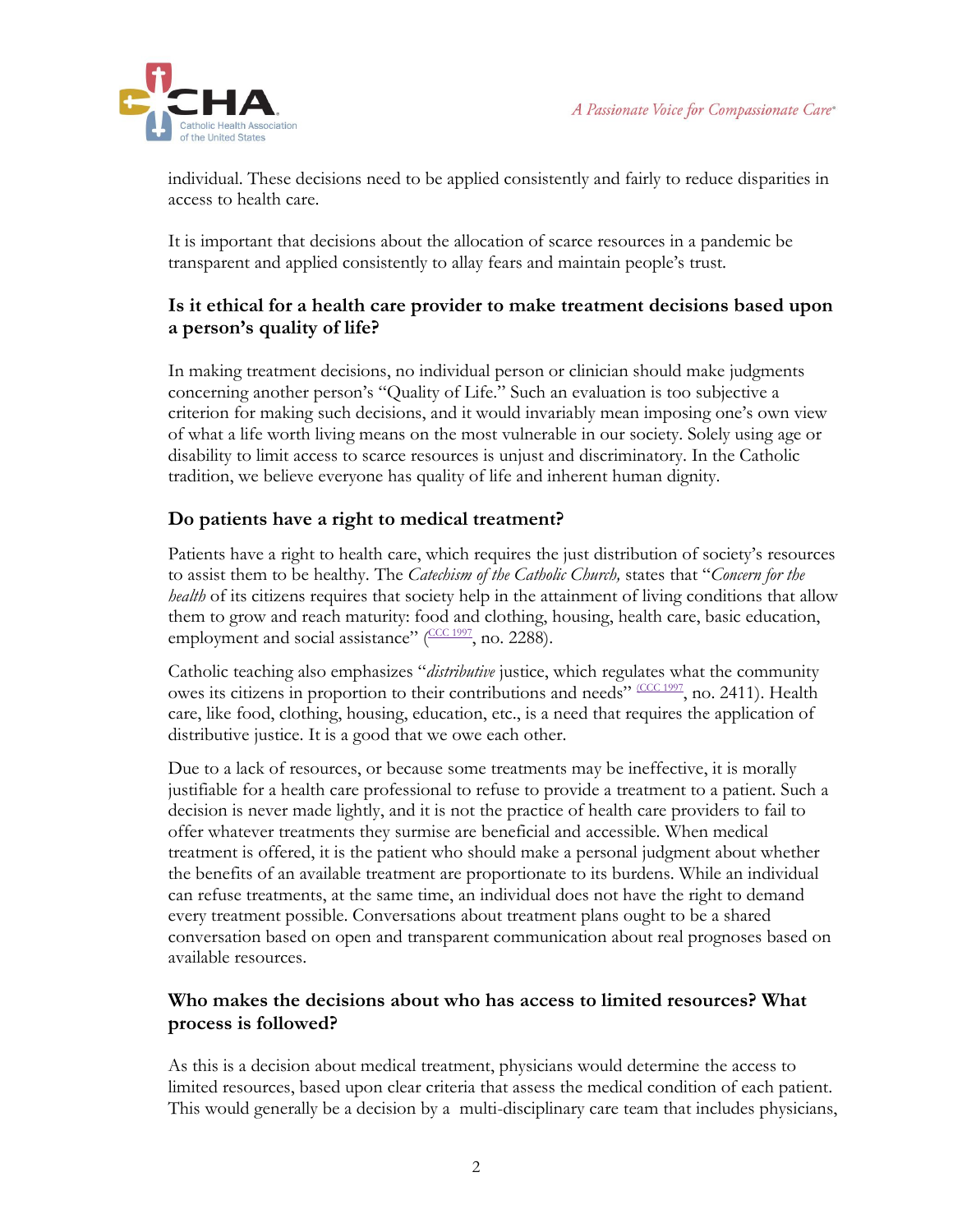individual. These decisions need to be applied consistently and fairly to reduce disparities in access to health care.

It is important that decisions about the allocation of scarce resources in a pandemic be transparent and applied consistently to allay fears and maintain people's trust.

### Is it ethical for a health care provider to make treatment decisions based upon a person's quality of life?

In making treatment decisions, no individual person or clinician should make judgments concerning another person's "Quality of Life." Such an evaluation is too subjective a criterion for making such decisions, and it would invariably mean imposing one's own view of what a life worth living means on the most vulnerable in our society. Solely using age or disability to limit access to scarce resources is unjust and discriminatory. In the Catholic tradition, we believe everyone has quality of life and inherent human dignity.

### Do patients have a right to medical treatment?

Patients have a right to health care, which requires the just distribution of society's resources to assist them to be healthy. The *Catechism of the Catholic Church,* states that "*Concern for the health* of its citizens requires that society help in the attainment of living conditions that allow them to grow and reach maturity: food and clothing, housing, health care, basic education, employment and social assistance" (CCC 1997, no. 2288).

Catholic teaching also emphasizes "*distributive* justice, which regulates what the community owes its citizens in proportion to their contributions and needs" (CCC 1997, no. 2411). Health care, like food, clothing, housing, education, etc., is a need that requires the application of distributive justice. It is a good that we owe each other.

Due to a lack of resources, or because some treatments may be ineffective, it is morally justifiable for a health care professional to refuse to provide a treatment to a patient. Such a decision is never made lightly, and it is not the practice of health care providers to fail to offer whatever treatments they surmise are beneficial and accessible. When medical treatment is offered, it is the patient who should make a personal judgment about whether the benefits of an available treatment are proportionate to its burdens. While an individual can refuse treatments, at the same time, an individual does not have the right to demand every treatment possible. Conversations about treatment plans ought to be a shared conversation based on open and transparent communication about real prognoses based on available resources.

### Who makes the decisions about who has access to limited resources? What process is followed?

As this is a decision about medical treatment, physicians would determine the access to limited resources, based upon clear criteria that assess the medical condition of each patient. This would generally be a decision by a multi-disciplinary care team that includes physicians,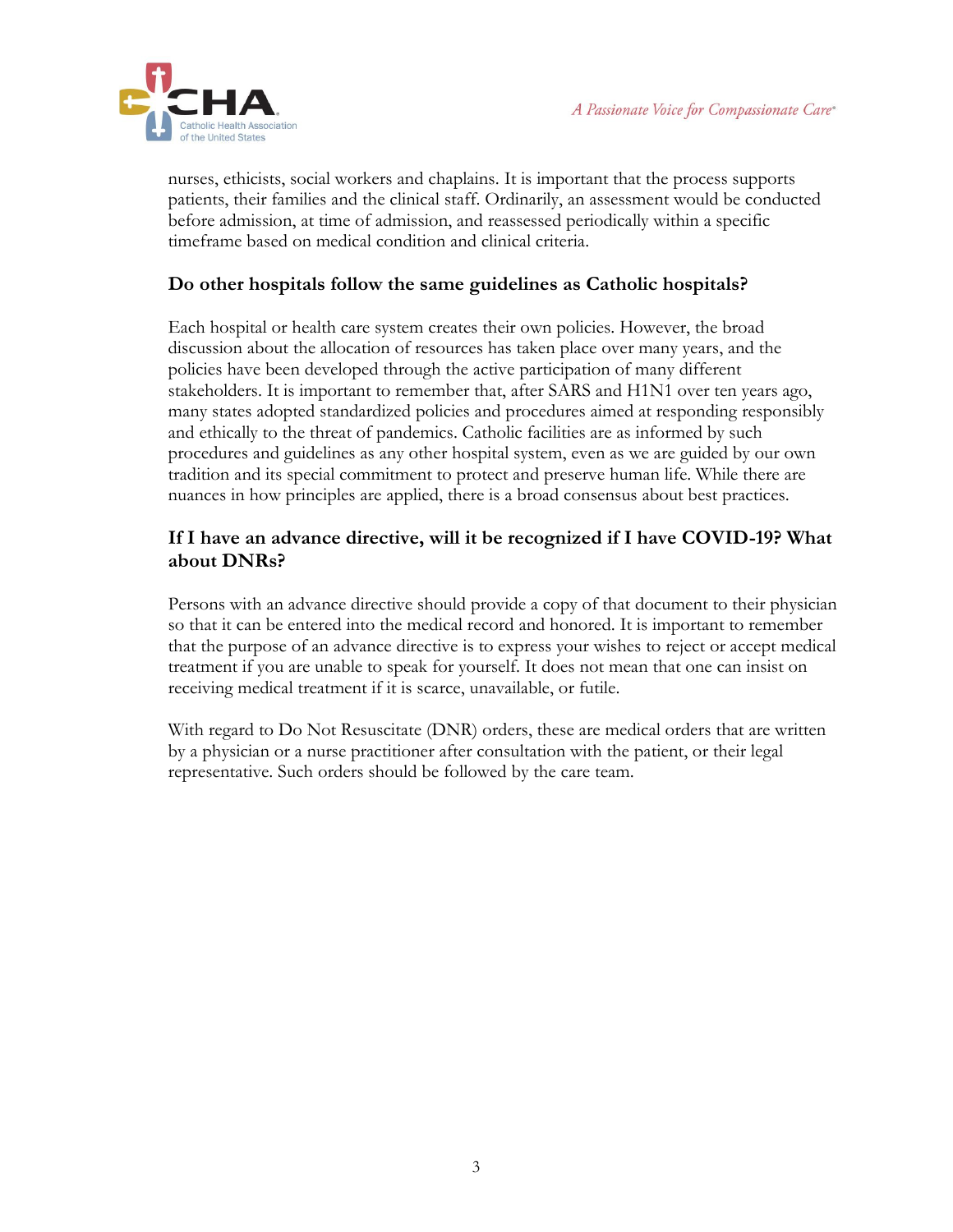nurses, ethicists, social workers and chaplains. It is important that the process supports patients, their families and the clinical staff. Ordinarily, an assessment would be conducted before admission, at time of admission, and reassessed periodically within a specific timeframe based on medical condition and clinical criteria.

## Do other hospitals follow the same guidelines as Catholic hospitals?

Each hospital or health care system creates their own policies. However, the broad discussion about the allocation of resources has taken place over many years, and the policies have been developed through the active participation of many different stakeholders. It is important to remember that, after SARS and H1N1 over ten years ago, many states adopted standardized policies and procedures aimed at responding responsibly and ethically to the threat of pandemics. Catholic facilities are as informed by such procedures and guidelines as any other hospital system, even as we are guided by our own tradition and its special commitment to protect and preserve human life. While there are nuances in how principles are applied, there is a broad consensus about best practices.

## If I have an advance directive, will it be recognized if I have COVID-19? What about DNRs?

Persons with an advance directive should provide a copy of that document to their physician so that it can be entered into the medical record and honored. It is important to remember that the purpose of an advance directive is to express your wishes to reject or accept medical treatment if you are unable to speak for yourself. It does not mean that one can insist on receiving medical treatment if it is scarce, unavailable, or futile.

With regard to Do Not Resuscitate (DNR) orders, these are medical orders that are written by a physician or a nurse practitioner after consultation with the patient, or their legal representative. Such orders should be followed by the care team.